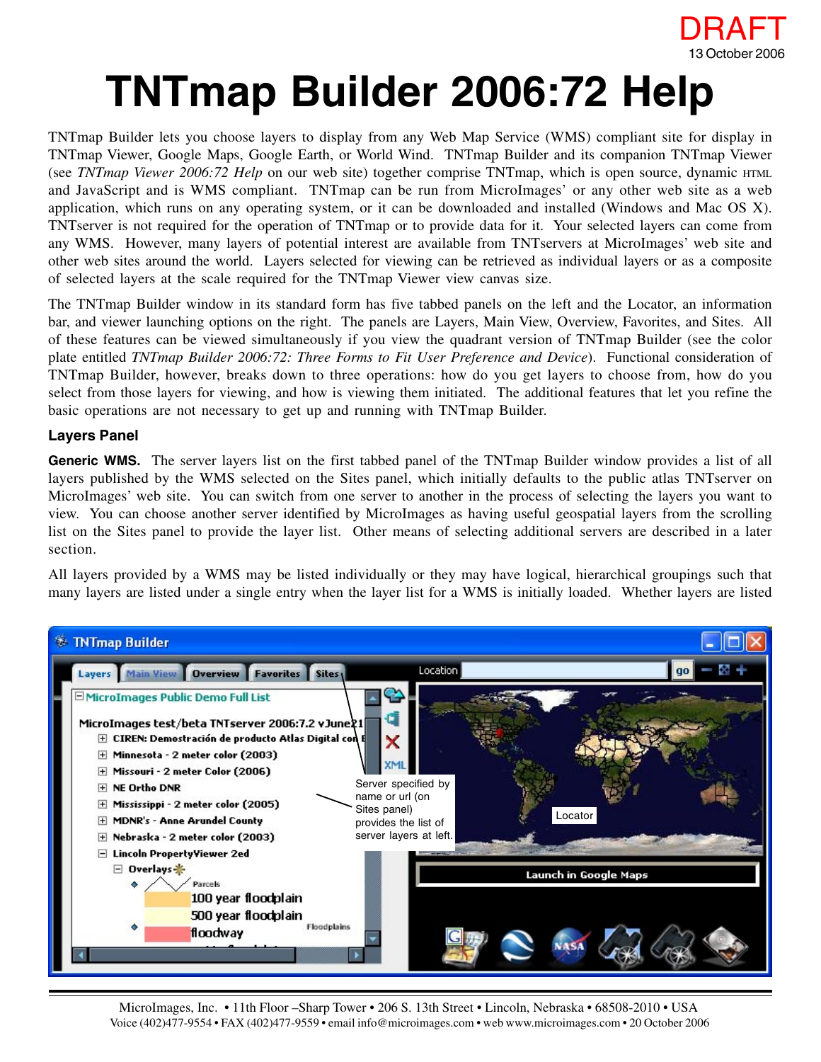DRAFT
13 October 2006

# TNTmap Builder 2006:72 Help

TNTmap Builder lets you choose layers to display from any Web Map Service (WMS) compliant site for display in TNTmap Viewer, Google Maps, Google Earth, or World Wind. TNTmap Builder and its companion TNTmap Viewer (see *TNTmap Viewer 2006:72 Help* on our web site) together comprise TNTmap, which is open source, dynamic HTML and JavaScript and is WMS compliant. TNTmap can be run from MicroImages' or any other web site as a web application, which runs on any operating system, or it can be downloaded and installed (Windows and Mac OS X). TNTserver is not required for the operation of TNTmap or to provide data for it. Your selected layers can come from any WMS. However, many layers of potential interest are available from TNTservers at MicroImages' web site and other web sites around the world. Layers selected for viewing can be retrieved as individual layers or as a composite of selected layers at the scale required for the TNTmap Viewer view canvas size.

The TNTmap Builder window in its standard form has five tabbed panels on the left and the Locator, an information bar, and viewer launching options on the right. The panels are Layers, Main View, Overview, Favorites, and Sites. All of these features can be viewed simultaneously if you view the quadrant version of TNTmap Builder (see the color plate entitled *TNTmap Builder 2006:72: Three Forms to Fit User Preference and Device*). Functional consideration of TNTmap Builder, however, breaks down to three operations: how do you get layers to choose from, how do you select from those layers for viewing, and how is viewing them initiated. The additional features that let you refine the basic operations are not necessary to get up and running with TNTmap Builder.

### Layers Panel

**Generic WMS.** The server layers list on the first tabbed panel of the TNTmap Builder window provides a list of all layers published by the WMS selected on the Sites panel, which initially defaults to the public atlas TNTserver on MicroImages' web site. You can switch from one server to another in the process of selecting the layers you want to view. You can choose another server identified by MicroImages as having useful geospatial layers from the scrolling list on the Sites panel to provide the layer list. Other means of selecting additional servers are described in a later section.

All layers provided by a WMS may be listed individually or they may have logical, hierarchical groupings such that many layers are listed under a single entry when the layer list for a WMS is initially loaded. Whether layers are listed

Server specified by name or url (on Sites panel) provides the list of server layers at left.

Locator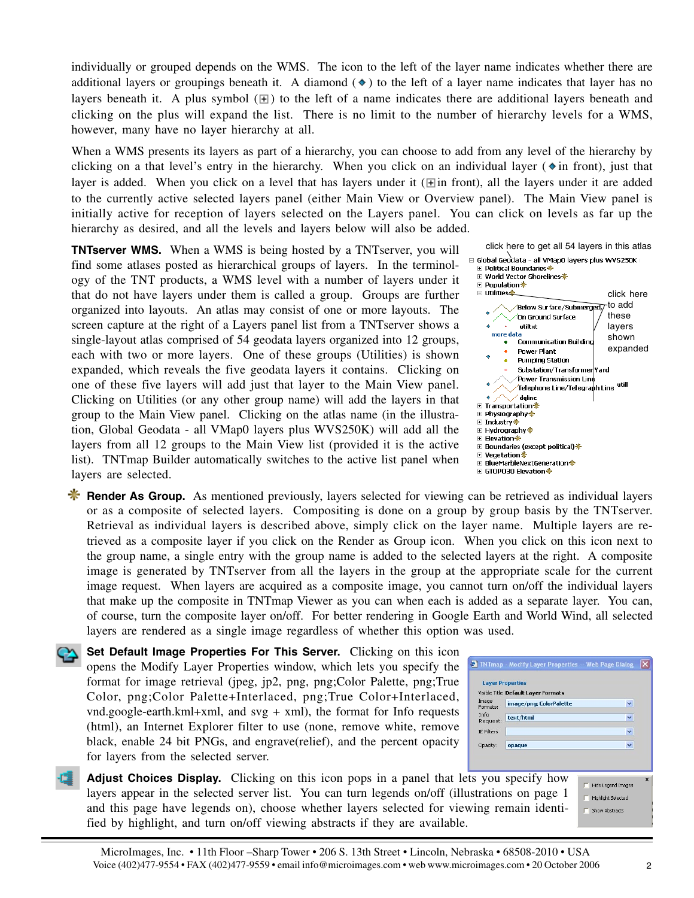individually or grouped depends on the WMS. The icon to the left of the layer name indicates whether there are additional layers or groupings beneath it. A diamond (◆) to the left of a layer name indicates that layer has no layers beneath it. A plus symbol (⊞) to the left of a name indicates there are additional layers beneath and clicking on the plus will expand the list. There is no limit to the number of hierarchy levels for a WMS, however, many have no layer hierarchy at all.

When a WMS presents its layers as part of a hierarchy, you can choose to add from any level of the hierarchy by clicking on a that level's entry in the hierarchy. When you click on an individual layer (◆ in front), just that layer is added. When you click on a level that has layers under it (⊞ in front), all the layers under it are added to the currently active selected layers panel (either Main View or Overview panel). The Main View panel is initially active for reception of layers selected on the Layers panel. You can click on levels as far up the hierarchy as desired, and all the levels and layers below will also be added.

**TNTserver WMS.** When a WMS is being hosted by a TNTserver, you will find some atlases posted as hierarchical groups of layers. In the terminology of the TNT products, a WMS level with a number of layers under it that do not have layers under them is called a group. Groups are further organized into layouts. An atlas may consist of one or more layouts. The screen capture at the right of a Layers panel list from a TNTserver shows a single-layout atlas comprised of 54 geodata layers organized into 12 groups, each with two or more layers. One of these groups (Utilities) is shown expanded, which reveals the five geodata layers it contains. Clicking on one of these five layers will add just that layer to the Main View panel. Clicking on Utilities (or any other group name) will add the layers in that group to the Main View panel. Clicking on the atlas name (in the illustration, Global Geodata - all VMap0 layers plus WVS250K) will add all the layers from all 12 groups to the Main View list (provided it is the active list). TNTmap Builder automatically switches to the active list panel when layers are selected.

click here to get all 54 layers in this atlas

click here to add these layers shown expanded

**Render As Group.** As mentioned previously, layers selected for viewing can be retrieved as individual layers or as a composite of selected layers. Compositing is done on a group by group basis by the TNTserver. Retrieval as individual layers is described above, simply click on the layer name. Multiple layers are retrieved as a composite layer if you click on the Render as Group icon. When you click on this icon next to the group name, a single entry with the group name is added to the selected layers at the right. A composite image is generated by TNTserver from all the layers in the group at the appropriate scale for the current image request. When layers are acquired as a composite image, you cannot turn on/off the individual layers that make up the composite in TNTmap Viewer as you can when each is added as a separate layer. You can, of course, turn the composite layer on/off. For better rendering in Google Earth and World Wind, all selected layers are rendered as a single image regardless of whether this option was used.

**Set Default Image Properties For This Server.** Clicking on this icon opens the Modify Layer Properties window, which lets you specify the format for image retrieval (jpeg, jp2, png, png;Color Palette, png;True Color, png;Color Palette+Interlaced, png;True Color+Interlaced, vnd.google-earth.kml+xml, and svg + xml), the format for Info requests (html), an Internet Explorer filter to use (none, remove white, remove black, enable 24 bit PNGs, and engrave(relief), and the percent opacity for layers from the selected server.

**Adjust Choices Display.** Clicking on this icon pops in a panel that lets you specify how layers appear in the selected server list. You can turn legends on/off (illustrations on page 1 and this page have legends on), choose whether layers selected for viewing remain identified by highlight, and turn on/off viewing abstracts if they are available.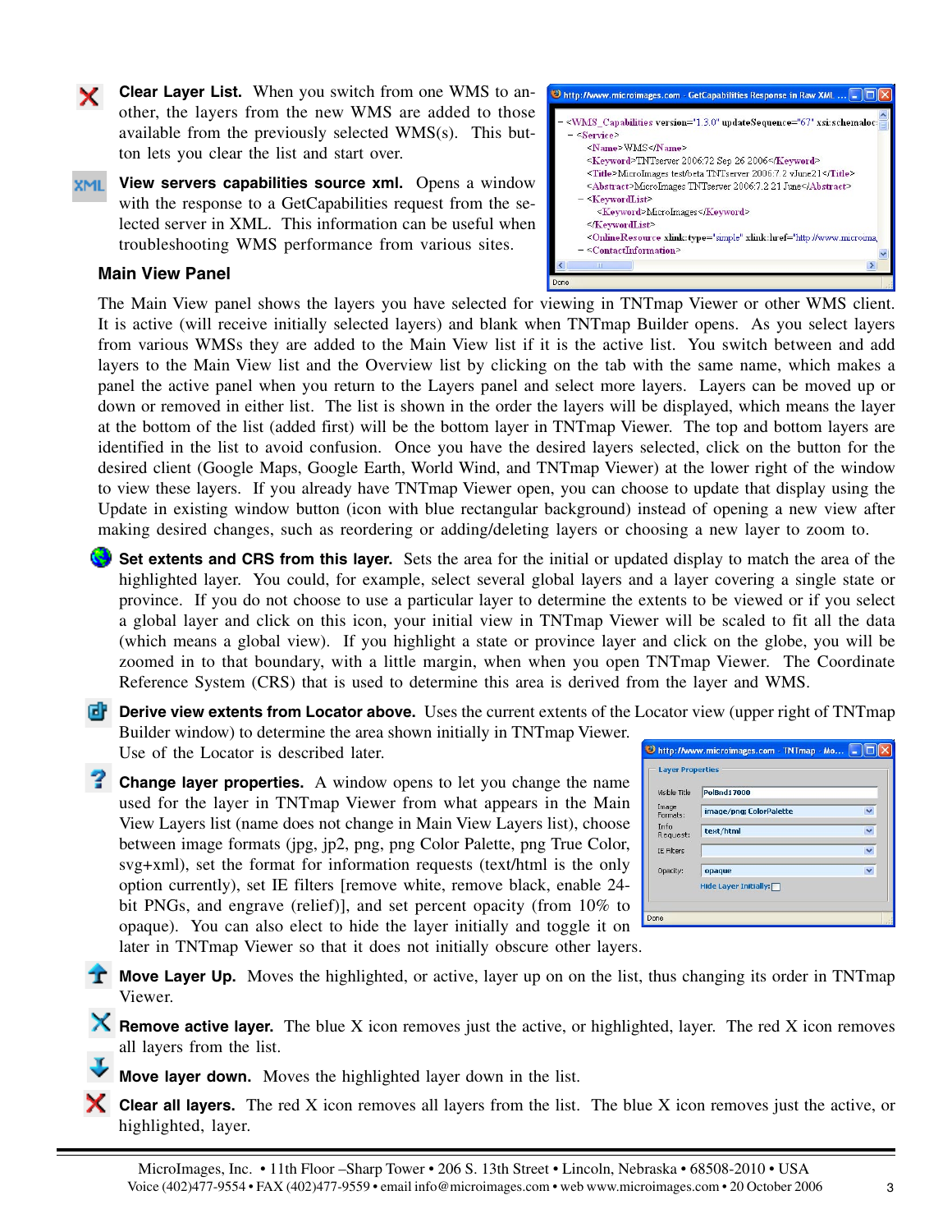**Clear Layer List.** When you switch from one WMS to another, the layers from the new WMS are added to those available from the previously selected WMS(s). This button lets you clear the list and start over.

**View servers capabilities source xml.** Opens a window with the response to a GetCapabilities request from the selected server in XML. This information can be useful when troubleshooting WMS performance from various sites.

### Main View Panel

The Main View panel shows the layers you have selected for viewing in TNTmap Viewer or other WMS client. It is active (will receive initially selected layers) and blank when TNTmap Builder opens. As you select layers from various WMSs they are added to the Main View list if it is the active list. You switch between and add layers to the Main View list and the Overview list by clicking on the tab with the same name, which makes a panel the active panel when you return to the Layers panel and select more layers. Layers can be moved up or down or removed in either list. The list is shown in the order the layers will be displayed, which means the layer at the bottom of the list (added first) will be the bottom layer in TNTmap Viewer. The top and bottom layers are identified in the list to avoid confusion. Once you have the desired layers selected, click on the button for the desired client (Google Maps, Google Earth, World Wind, and TNTmap Viewer) at the lower right of the window to view these layers. If you already have TNTmap Viewer open, you can choose to update that display using the Update in existing window button (icon with blue rectangular background) instead of opening a new view after making desired changes, such as reordering or adding/deleting layers or choosing a new layer to zoom to.

**Set extents and CRS from this layer.** Sets the area for the initial or updated display to match the area of the highlighted layer. You could, for example, select several global layers and a layer covering a single state or province. If you do not choose to use a particular layer to determine the extents to be viewed or if you select a global layer and click on this icon, your initial view in TNTmap Viewer will be scaled to fit all the data (which means a global view). If you highlight a state or province layer and click on the globe, you will be zoomed in to that boundary, with a little margin, when when you open TNTmap Viewer. The Coordinate Reference System (CRS) that is used to determine this area is derived from the layer and WMS.

**Derive view extents from Locator above.** Uses the current extents of the Locator view (upper right of TNTmap Builder window) to determine the area shown initially in TNTmap Viewer. Use of the Locator is described later.

**Change layer properties.** A window opens to let you change the name used for the layer in TNTmap Viewer from what appears in the Main View Layers list (name does not change in Main View Layers list), choose between image formats (jpg, jp2, png, png Color Palette, png True Color, svg+xml), set the format for information requests (text/html is the only option currently), set IE filters [remove white, remove black, enable 24-bit PNGs, and engrave (relief)], and set percent opacity (from 10% to opaque). You can also elect to hide the layer initially and toggle it on later in TNTmap Viewer so that it does not initially obscure other layers.

**Move Layer Up.** Moves the highlighted, or active, layer up on on the list, thus changing its order in TNTmap Viewer.

**Remove active layer.** The blue X icon removes just the active, or highlighted, layer. The red X icon removes all layers from the list.

**Move layer down.** Moves the highlighted layer down in the list.

**Clear all layers.** The red X icon removes all layers from the list. The blue X icon removes just the active, or highlighted, layer.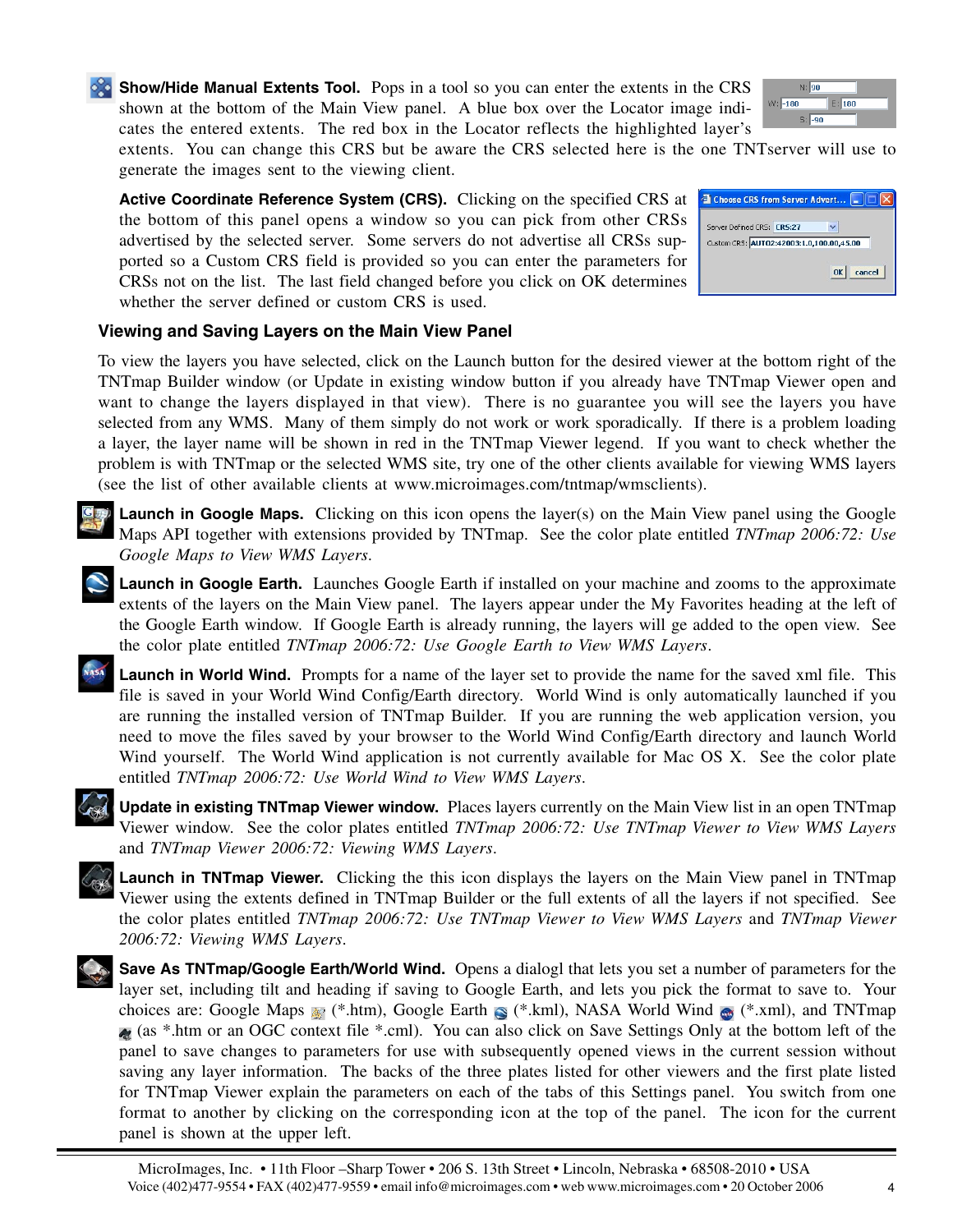**Show/Hide Manual Extents Tool.** Pops in a tool so you can enter the extents in the CRS shown at the bottom of the Main View panel. A blue box over the Locator image indicates the entered extents. The red box in the Locator reflects the highlighted layer's extents. You can change this CRS but be aware the CRS selected here is the one TNTserver will use to generate the images sent to the viewing client.

**Active Coordinate Reference System (CRS).** Clicking on the specified CRS at the bottom of this panel opens a window so you can pick from other CRSs advertised by the selected server. Some servers do not advertise all CRSs supported so a Custom CRS field is provided so you can enter the parameters for CRSs not on the list. The last field changed before you click on OK determines whether the server defined or custom CRS is used.

### Viewing and Saving Layers on the Main View Panel

To view the layers you have selected, click on the Launch button for the desired viewer at the bottom right of the TNTmap Builder window (or Update in existing window button if you already have TNTmap Viewer open and want to change the layers displayed in that view). There is no guarantee you will see the layers you have selected from any WMS. Many of them simply do not work or work sporadically. If there is a problem loading a layer, the layer name will be shown in red in the TNTmap Viewer legend. If you want to check whether the problem is with TNTmap or the selected WMS site, try one of the other clients available for viewing WMS layers (see the list of other available clients at www.microimages.com/tntmap/wmsclients).

**Launch in Google Maps.** Clicking on this icon opens the layer(s) on the Main View panel using the Google Maps API together with extensions provided by TNTmap. See the color plate entitled *TNTmap 2006:72: Use Google Maps to View WMS Layers*.

**Launch in Google Earth.** Launches Google Earth if installed on your machine and zooms to the approximate extents of the layers on the Main View panel. The layers appear under the My Favorites heading at the left of the Google Earth window. If Google Earth is already running, the layers will ge added to the open view. See the color plate entitled *TNTmap 2006:72: Use Google Earth to View WMS Layers*.

**Launch in World Wind.** Prompts for a name of the layer set to provide the name for the saved xml file. This file is saved in your World Wind Config/Earth directory. World Wind is only automatically launched if you are running the installed version of TNTmap Builder. If you are running the web application version, you need to move the files saved by your browser to the World Wind Config/Earth directory and launch World Wind yourself. The World Wind application is not currently available for Mac OS X. See the color plate entitled *TNTmap 2006:72: Use World Wind to View WMS Layers*.

**Update in existing TNTmap Viewer window.** Places layers currently on the Main View list in an open TNTmap Viewer window. See the color plates entitled *TNTmap 2006:72: Use TNTmap Viewer to View WMS Layers* and *TNTmap Viewer 2006:72: Viewing WMS Layers*.

**Launch in TNTmap Viewer.** Clicking the this icon displays the layers on the Main View panel in TNTmap Viewer using the extents defined in TNTmap Builder or the full extents of all the layers if not specified. See the color plates entitled *TNTmap 2006:72: Use TNTmap Viewer to View WMS Layers* and *TNTmap Viewer 2006:72: Viewing WMS Layers*.

**Save As TNTmap/Google Earth/World Wind.** Opens a dialogl that lets you set a number of parameters for the layer set, including tilt and heading if saving to Google Earth, and lets you pick the format to save to. Your choices are: Google Maps (*.htm), Google Earth (*.kml), NASA World Wind (*.xml), and TNTmap (as *.htm or an OGC context file *.cml). You can also click on Save Settings Only at the bottom left of the panel to save changes to parameters for use with subsequently opened views in the current session without saving any layer information. The backs of the three plates listed for other viewers and the first plate listed for TNTmap Viewer explain the parameters on each of the tabs of this Settings panel. You switch from one format to another by clicking on the corresponding icon at the top of the panel. The icon for the current panel is shown at the upper left.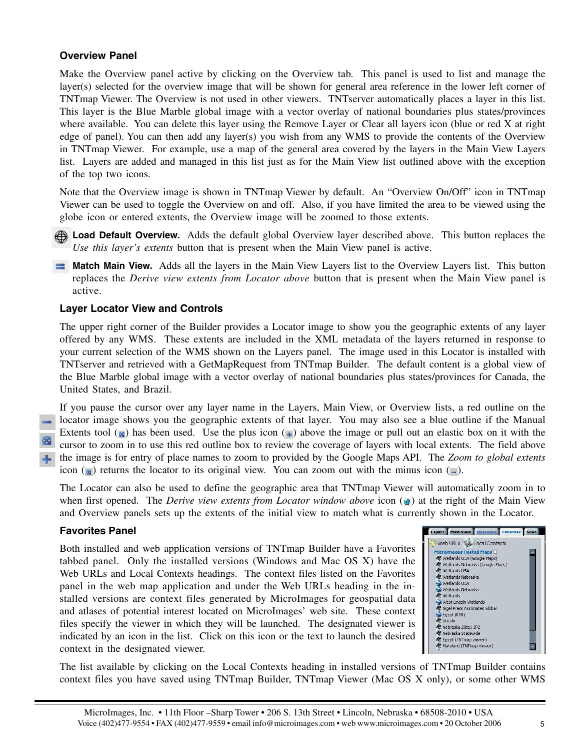### Overview Panel

Make the Overview panel active by clicking on the Overview tab. This panel is used to list and manage the layer(s) selected for the overview image that will be shown for general area reference in the lower left corner of TNTmap Viewer. The Overview is not used in other viewers. TNTserver automatically places a layer in this list. This layer is the Blue Marble global image with a vector overlay of national boundaries plus states/provinces where available. You can delete this layer using the Remove Layer or Clear all layers icon (blue or red X at right edge of panel). You can then add any layer(s) you wish from any WMS to provide the contents of the Overview in TNTmap Viewer. For example, use a map of the general area covered by the layers in the Main View Layers list. Layers are added and managed in this list just as for the Main View list outlined above with the exception of the top two icons.

Note that the Overview image is shown in TNTmap Viewer by default. An "Overview On/Off" icon in TNTmap Viewer can be used to toggle the Overview on and off. Also, if you have limited the area to be viewed using the globe icon or entered extents, the Overview image will be zoomed to those extents.

**Load Default Overview.** Adds the default global Overview layer described above. This button replaces the *Use this layer's extents* button that is present when the Main View panel is active.

**Match Main View.** Adds all the layers in the Main View Layers list to the Overview Layers list. This button replaces the *Derive view extents from Locator above* button that is present when the Main View panel is active.

### Layer Locator View and Controls

The upper right corner of the Builder provides a Locator image to show you the geographic extents of any layer offered by any WMS. These extents are included in the XML metadata of the layers returned in response to your current selection of the WMS shown on the Layers panel. The image used in this Locator is installed with TNTserver and retrieved with a GetMapRequest from TNTmap Builder. The default content is a global view of the Blue Marble global image with a vector overlay of national boundaries plus states/provinces for Canada, the United States, and Brazil.

If you pause the cursor over any layer name in the Layers, Main View, or Overview lists, a red outline on the locator image shows you the geographic extents of that layer. You may also see a blue outline if the Manual Extents tool ( ) has been used. Use the plus icon ( ) above the image or pull out an elastic box on it with the cursor to zoom in to use this red outline box to review the coverage of layers with local extents. The field above the image is for entry of place names to zoom to provided by the Google Maps API. The *Zoom to global extents* icon ( ) returns the locator to its original view. You can zoom out with the minus icon ( ).

The Locator can also be used to define the geographic area that TNTmap Viewer will automatically zoom in to when first opened. The *Derive view extents from Locator window above* icon ( ) at the right of the Main View and Overview panels sets up the extents of the initial view to match what is currently shown in the Locator.

### Favorites Panel

Both installed and web application versions of TNTmap Builder have a Favorites tabbed panel. Only the installed versions (Windows and Mac OS X) have the Web URLs and Local Contexts headings. The context files listed on the Favorites panel in the web map application and under the Web URLs heading in the installed versions are context files generated by MicroImages for geospatial data and atlases of potential interest located on MicroImages' web site. These context files specify the viewer in which they will be launched. The designated viewer is indicated by an icon in the list. Click on this icon or the text to launch the desired context in the designated viewer.

The list available by clicking on the Local Contexts heading in installed versions of TNTmap Builder contains context files you have saved using TNTmap Builder, TNTmap Viewer (Mac OS X only), or some other WMS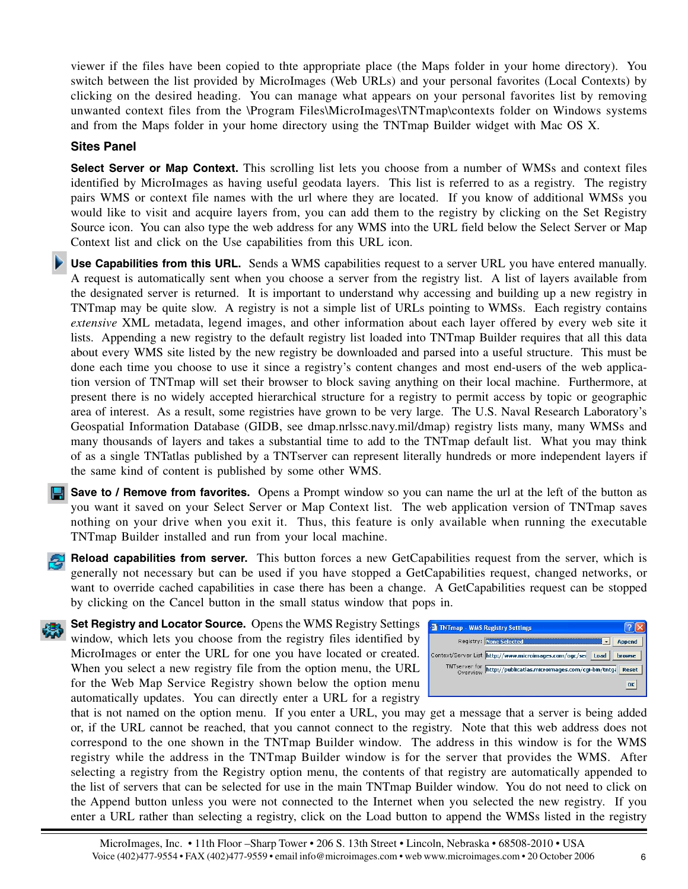viewer if the files have been copied to thte appropriate place (the Maps folder in your home directory). You switch between the list provided by MicroImages (Web URLs) and your personal favorites (Local Contexts) by clicking on the desired heading. You can manage what appears on your personal favorites list by removing unwanted context files from the \Program Files\MicroImages\TNTmap\contexts folder on Windows systems and from the Maps folder in your home directory using the TNTmap Builder widget with Mac OS X.

### Sites Panel

**Select Server or Map Context.** This scrolling list lets you choose from a number of WMSs and context files identified by MicroImages as having useful geodata layers. This list is referred to as a registry. The registry pairs WMS or context file names with the url where they are located. If you know of additional WMSs you would like to visit and acquire layers from, you can add them to the registry by clicking on the Set Registry Source icon. You can also type the web address for any WMS into the URL field below the Select Server or Map Context list and click on the Use capabilities from this URL icon.

**Use Capabilities from this URL.** Sends a WMS capabilities request to a server URL you have entered manually. A request is automatically sent when you choose a server from the registry list. A list of layers available from the designated server is returned. It is important to understand why accessing and building up a new registry in TNTmap may be quite slow. A registry is not a simple list of URLs pointing to WMSs. Each registry contains *extensive* XML metadata, legend images, and other information about each layer offered by every web site it lists. Appending a new registry to the default registry list loaded into TNTmap Builder requires that all this data about every WMS site listed by the new registry be downloaded and parsed into a useful structure. This must be done each time you choose to use it since a registry's content changes and most end-users of the web application version of TNTmap will set their browser to block saving anything on their local machine. Furthermore, at present there is no widely accepted hierarchical structure for a registry to permit access by topic or geographic area of interest. As a result, some registries have grown to be very large. The U.S. Naval Research Laboratory's Geospatial Information Database (GIDB, see dmap.nrlssc.navy.mil/dmap) registry lists many, many WMSs and many thousands of layers and takes a substantial time to add to the TNTmap default list. What you may think of as a single TNTatlas published by a TNTserver can represent literally hundreds or more independent layers if the same kind of content is published by some other WMS.

**Save to / Remove from favorites.** Opens a Prompt window so you can name the url at the left of the button as you want it saved on your Select Server or Map Context list. The web application version of TNTmap saves nothing on your drive when you exit it. Thus, this feature is only available when running the executable TNTmap Builder installed and run from your local machine.

**Reload capabilities from server.** This button forces a new GetCapabilities request from the server, which is generally not necessary but can be used if you have stopped a GetCapabilities request, changed networks, or want to override cached capabilities in case there has been a change. A GetCapabilities request can be stopped by clicking on the Cancel button in the small status window that pops in.

**Set Registry and Locator Source.** Opens the WMS Registry Settings window, which lets you choose from the registry files identified by MicroImages or enter the URL for one you have located or created. When you select a new registry file from the option menu, the URL for the Web Map Service Registry shown below the option menu automatically updates. You can directly enter a URL for a registry that is not named on the option menu. If you enter a URL, you may get a message that a server is being added or, if the URL cannot be reached, that you cannot connect to the registry. Note that this web address does not correspond to the one shown in the TNTmap Builder window. The address in this window is for the WMS registry while the address in the TNTmap Builder window is for the server that provides the WMS. After selecting a registry from the Registry option menu, the contents of that registry are automatically appended to the list of servers that can be selected for use in the main TNTmap Builder window. You do not need to click on the Append button unless you were not connected to the Internet when you selected the new registry. If you enter a URL rather than selecting a registry, click on the Load button to append the WMSs listed in the registry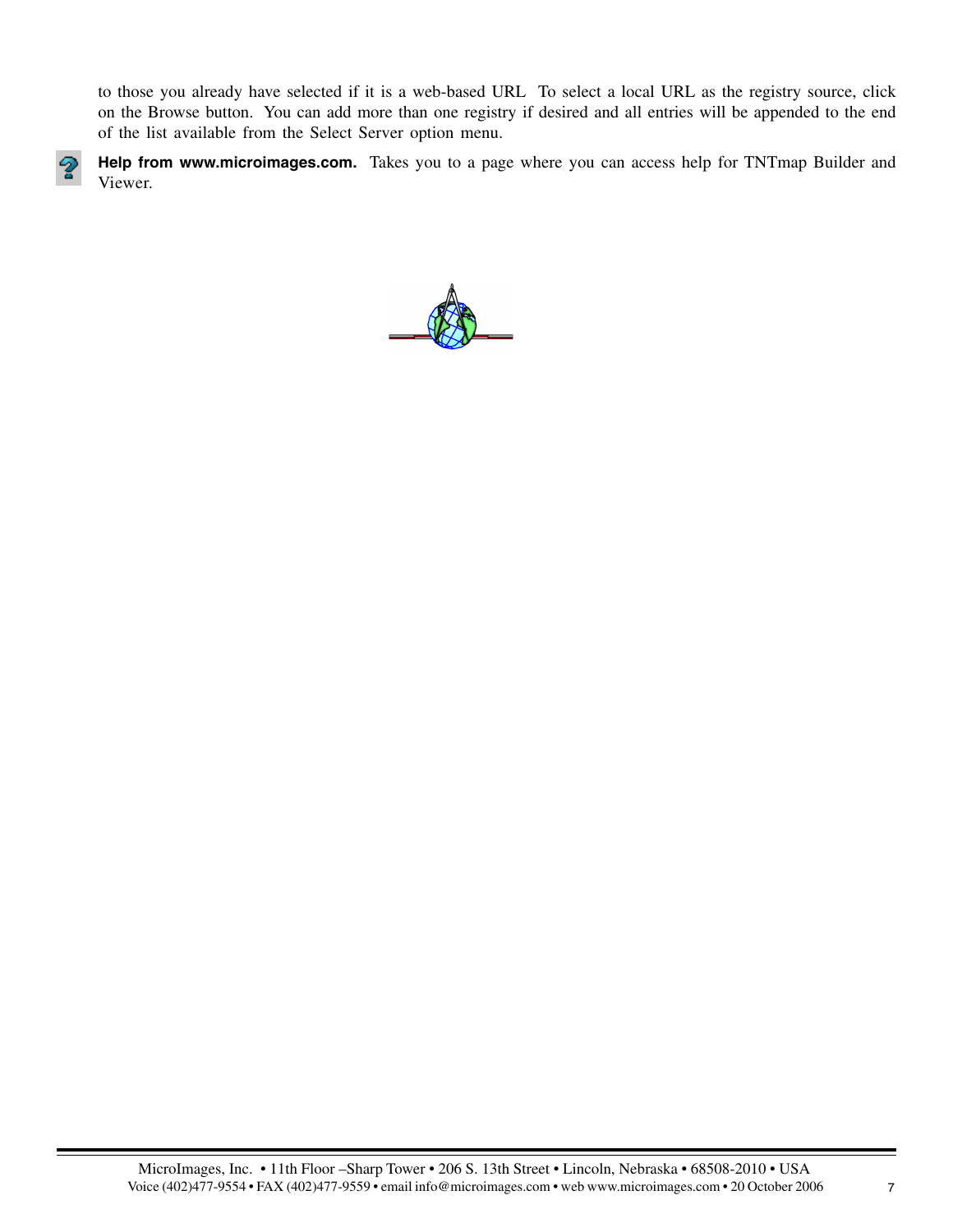to those you already have selected if it is a web-based URL  To select a local URL as the registry source, click on the Browse button.  You can add more than one registry if desired and all entries will be appended to the end of the list available from the Select Server option menu.

**Help from www.microimages.com.** Takes you to a page where you can access help for TNTmap Builder and Viewer.